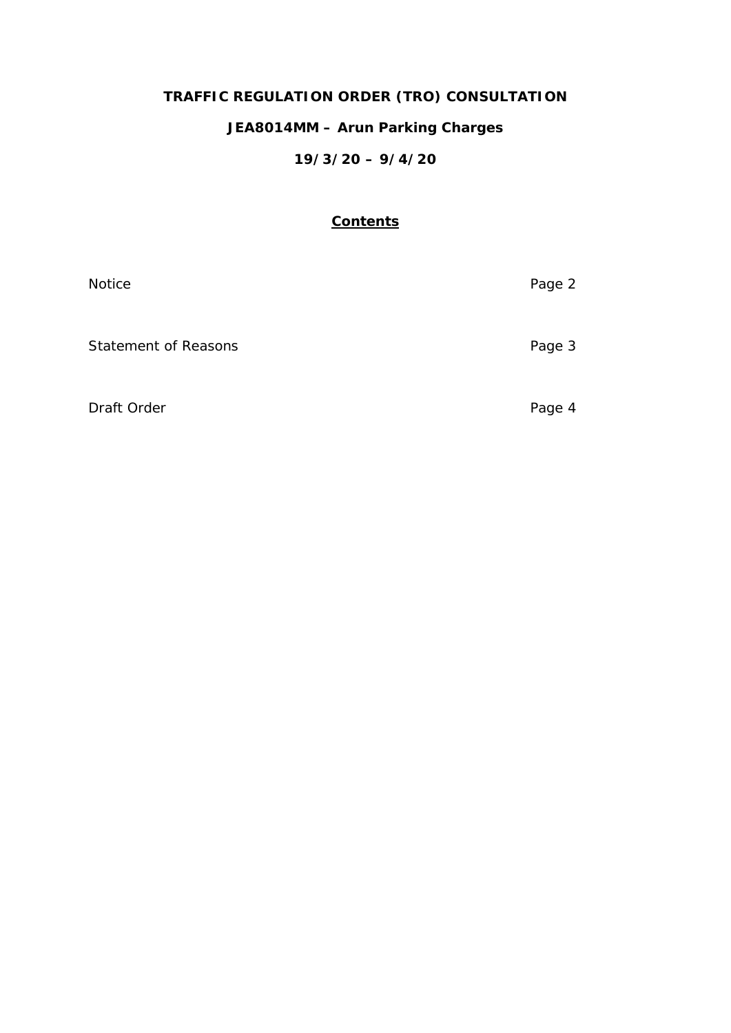# TRAFFIC REGULATION ORDER (TRO) CONSULTATION

## JEA8014MM – Arun Parking Charges

## 19/3/20 – 9/4/20

### Contents

| | |
|---|---|
| Notice | Page 2 |
| Statement of Reasons | Page 3 |
| Draft Order | Page 4 |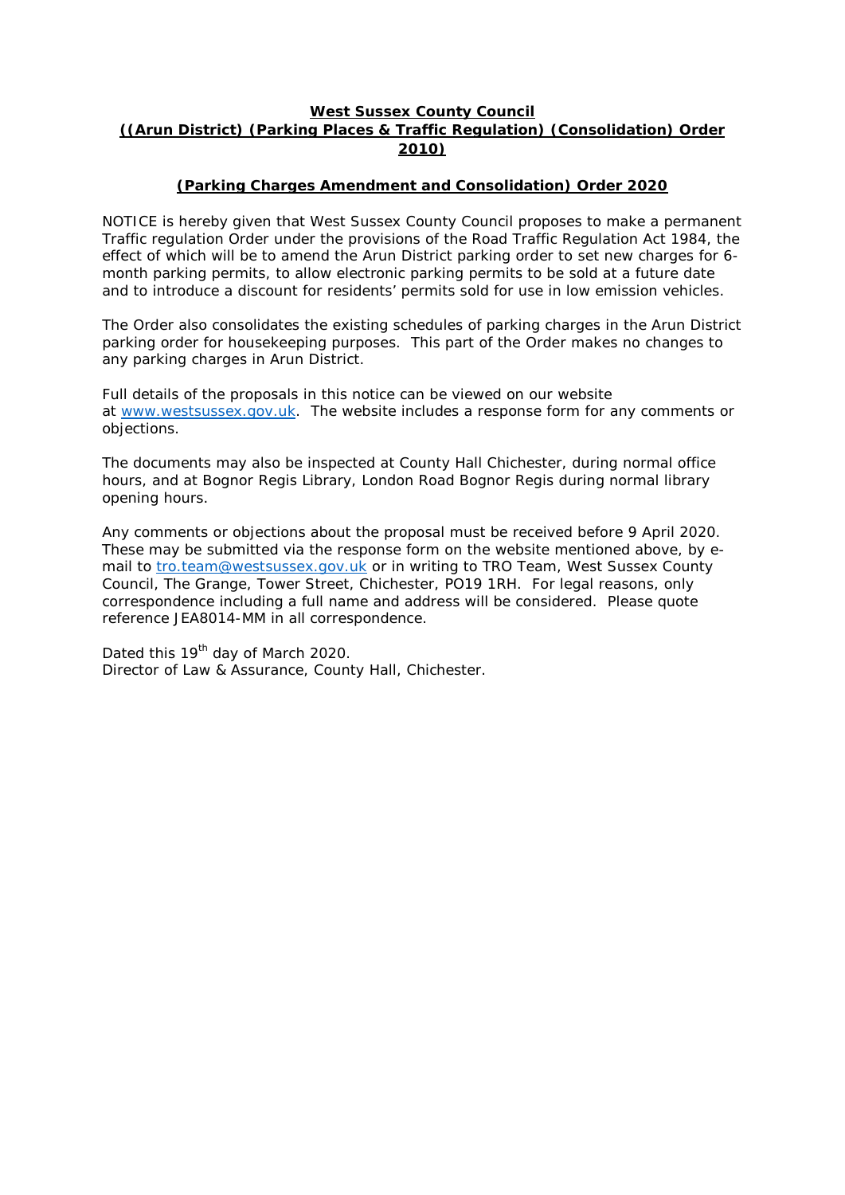**West Sussex County Council**
**((Arun District) (Parking Places & Traffic Regulation) (Consolidation) Order 2010)**

**(Parking Charges Amendment and Consolidation) Order 2020**

NOTICE is hereby given that West Sussex County Council proposes to make a permanent Traffic regulation Order under the provisions of the Road Traffic Regulation Act 1984, the effect of which will be to amend the Arun District parking order to set new charges for 6-month parking permits, to allow electronic parking permits to be sold at a future date and to introduce a discount for residents' permits sold for use in low emission vehicles.

The Order also consolidates the existing schedules of parking charges in the Arun District parking order for housekeeping purposes. This part of the Order makes no changes to any parking charges in Arun District.

Full details of the proposals in this notice can be viewed on our website at www.westsussex.gov.uk. The website includes a response form for any comments or objections.

The documents may also be inspected at County Hall Chichester, during normal office hours, and at Bognor Regis Library, London Road Bognor Regis during normal library opening hours.

Any comments or objections about the proposal must be received before 9 April 2020. These may be submitted via the response form on the website mentioned above, by e-mail to tro.team@westsussex.gov.uk or in writing to TRO Team, West Sussex County Council, The Grange, Tower Street, Chichester, PO19 1RH. For legal reasons, only correspondence including a full name and address will be considered. Please quote reference JEA8014-MM in all correspondence.

Dated this 19th day of March 2020.
Director of Law & Assurance, County Hall, Chichester.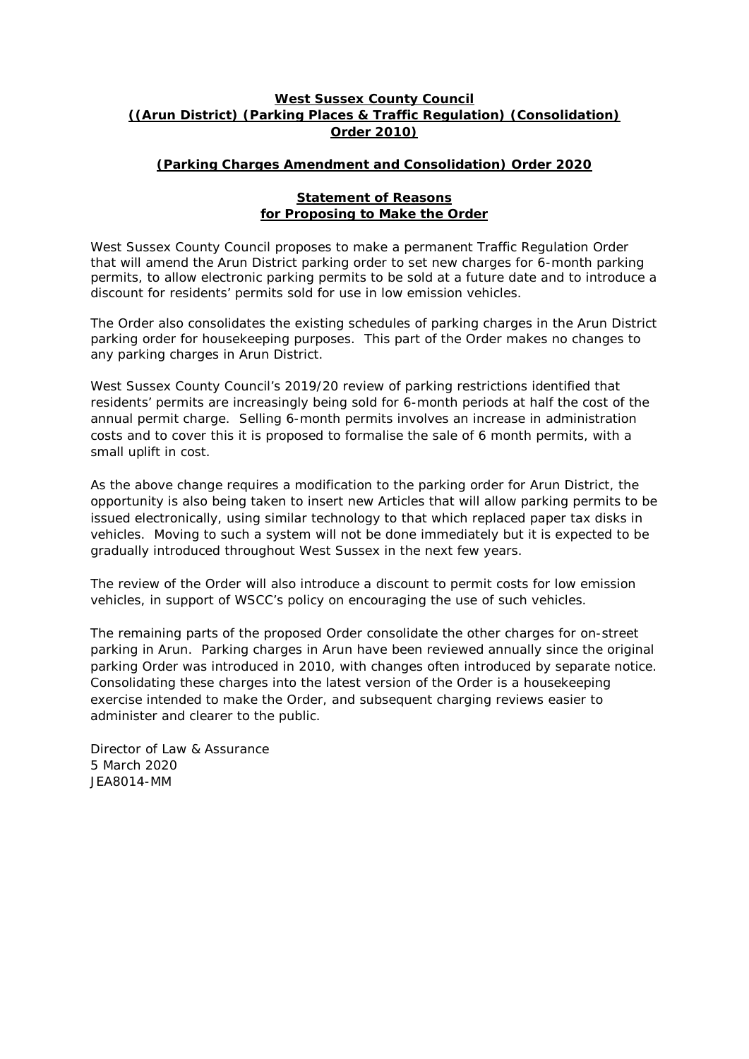**West Sussex County Council**
**((Arun District) (Parking Places & Traffic Regulation) (Consolidation) Order 2010)**

**(Parking Charges Amendment and Consolidation) Order 2020**

**Statement of Reasons**
**for Proposing to Make the Order**

West Sussex County Council proposes to make a permanent Traffic Regulation Order that will amend the Arun District parking order to set new charges for 6-month parking permits, to allow electronic parking permits to be sold at a future date and to introduce a discount for residents' permits sold for use in low emission vehicles.

The Order also consolidates the existing schedules of parking charges in the Arun District parking order for housekeeping purposes. This part of the Order makes no changes to any parking charges in Arun District.

West Sussex County Council's 2019/20 review of parking restrictions identified that residents' permits are increasingly being sold for 6-month periods at half the cost of the annual permit charge. Selling 6-month permits involves an increase in administration costs and to cover this it is proposed to formalise the sale of 6 month permits, with a small uplift in cost.

As the above change requires a modification to the parking order for Arun District, the opportunity is also being taken to insert new Articles that will allow parking permits to be issued electronically, using similar technology to that which replaced paper tax disks in vehicles. Moving to such a system will not be done immediately but it is expected to be gradually introduced throughout West Sussex in the next few years.

The review of the Order will also introduce a discount to permit costs for low emission vehicles, in support of WSCC's policy on encouraging the use of such vehicles.

The remaining parts of the proposed Order consolidate the other charges for on-street parking in Arun. Parking charges in Arun have been reviewed annually since the original parking Order was introduced in 2010, with changes often introduced by separate notice. Consolidating these charges into the latest version of the Order is a housekeeping exercise intended to make the Order, and subsequent charging reviews easier to administer and clearer to the public.

Director of Law & Assurance
5 March 2020
JEA8014-MM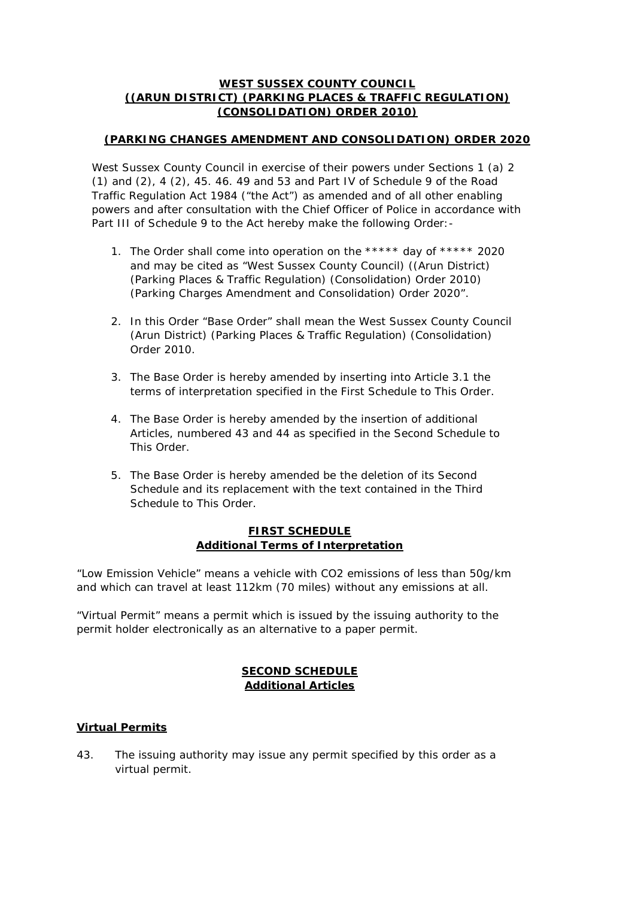**WEST SUSSEX COUNTY COUNCIL**
**((ARUN DISTRICT) (PARKING PLACES & TRAFFIC REGULATION) (CONSOLIDATION) ORDER 2010)**

**(PARKING CHANGES AMENDMENT AND CONSOLIDATION) ORDER 2020**

West Sussex County Council in exercise of their powers under Sections 1 (a) 2 (1) and (2), 4 (2), 45. 46. 49 and 53 and Part IV of Schedule 9 of the Road Traffic Regulation Act 1984 ("the Act") as amended and of all other enabling powers and after consultation with the Chief Officer of Police in accordance with Part III of Schedule 9 to the Act hereby make the following Order:-

1. The Order shall come into operation on the ***** day of ***** 2020 and may be cited as "West Sussex County Council) ((Arun District) (Parking Places & Traffic Regulation) (Consolidation) Order 2010) (Parking Charges Amendment and Consolidation) Order 2020".

2. In this Order "Base Order" shall mean the West Sussex County Council (Arun District) (Parking Places & Traffic Regulation) (Consolidation) Order 2010.

3. The Base Order is hereby amended by inserting into Article 3.1 the terms of interpretation specified in the First Schedule to This Order.

4. The Base Order is hereby amended by the insertion of additional Articles, numbered 43 and 44 as specified in the Second Schedule to This Order.

5. The Base Order is hereby amended be the deletion of its Second Schedule and its replacement with the text contained in the Third Schedule to This Order.

**FIRST SCHEDULE**
**Additional Terms of Interpretation**

"Low Emission Vehicle" means a vehicle with $CO_2$ emissions of less than 50g/km and which can travel at least 112km (70 miles) without any emissions at all.

"Virtual Permit" means a permit which is issued by the issuing authority to the permit holder electronically as an alternative to a paper permit.

**SECOND SCHEDULE**
**Additional Articles**

**Virtual Permits**

43. The issuing authority may issue any permit specified by this order as a virtual permit.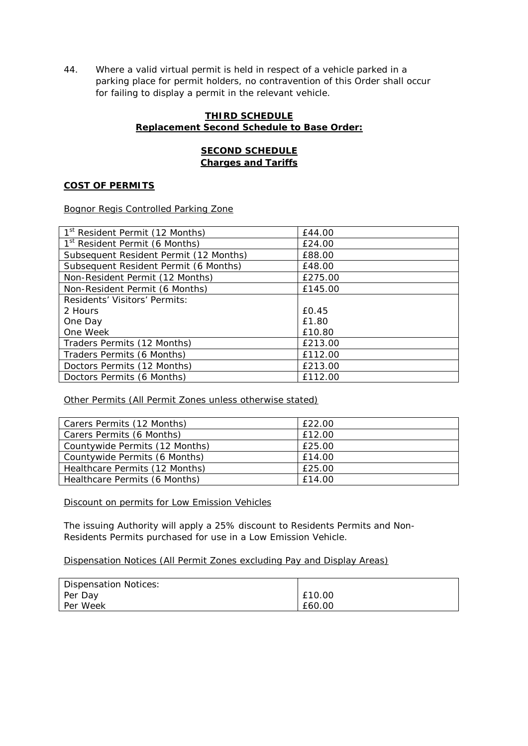44. Where a valid virtual permit is held in respect of a vehicle parked in a parking place for permit holders, no contravention of this Order shall occur for failing to display a permit in the relevant vehicle.

## THIRD SCHEDULE
## Replacement Second Schedule to Base Order:

## SECOND SCHEDULE
## Charges and Tariffs

### COST OF PERMITS

Bognor Regis Controlled Parking Zone

| | |
|---|---|
| 1st Resident Permit (12 Months) | £44.00 |
| 1st Resident Permit (6 Months) | £24.00 |
| Subsequent Resident Permit (12 Months) | £88.00 |
| Subsequent Resident Permit (6 Months) | £48.00 |
| Non-Resident Permit (12 Months) | £275.00 |
| Non-Resident Permit (6 Months) | £145.00 |
| Residents' Visitors' Permits:<br>2 Hours<br>One Day<br>One Week | <br>£0.45<br>£1.80<br>£10.80 |
| Traders Permits (12 Months) | £213.00 |
| Traders Permits (6 Months) | £112.00 |
| Doctors Permits (12 Months) | £213.00 |
| Doctors Permits (6 Months) | £112.00 |

Other Permits (All Permit Zones unless otherwise stated)

| | |
|---|---|
| Carers Permits (12 Months) | £22.00 |
| Carers Permits (6 Months) | £12.00 |
| Countywide Permits (12 Months) | £25.00 |
| Countywide Permits (6 Months) | £14.00 |
| Healthcare Permits (12 Months) | £25.00 |
| Healthcare Permits (6 Months) | £14.00 |

Discount on permits for Low Emission Vehicles

The issuing Authority will apply a 25% discount to Residents Permits and Non-Residents Permits purchased for use in a Low Emission Vehicle.

Dispensation Notices (All Permit Zones excluding Pay and Display Areas)

| | |
|---|---|
| Dispensation Notices:<br>Per Day<br>Per Week | <br>£10.00<br>£60.00 |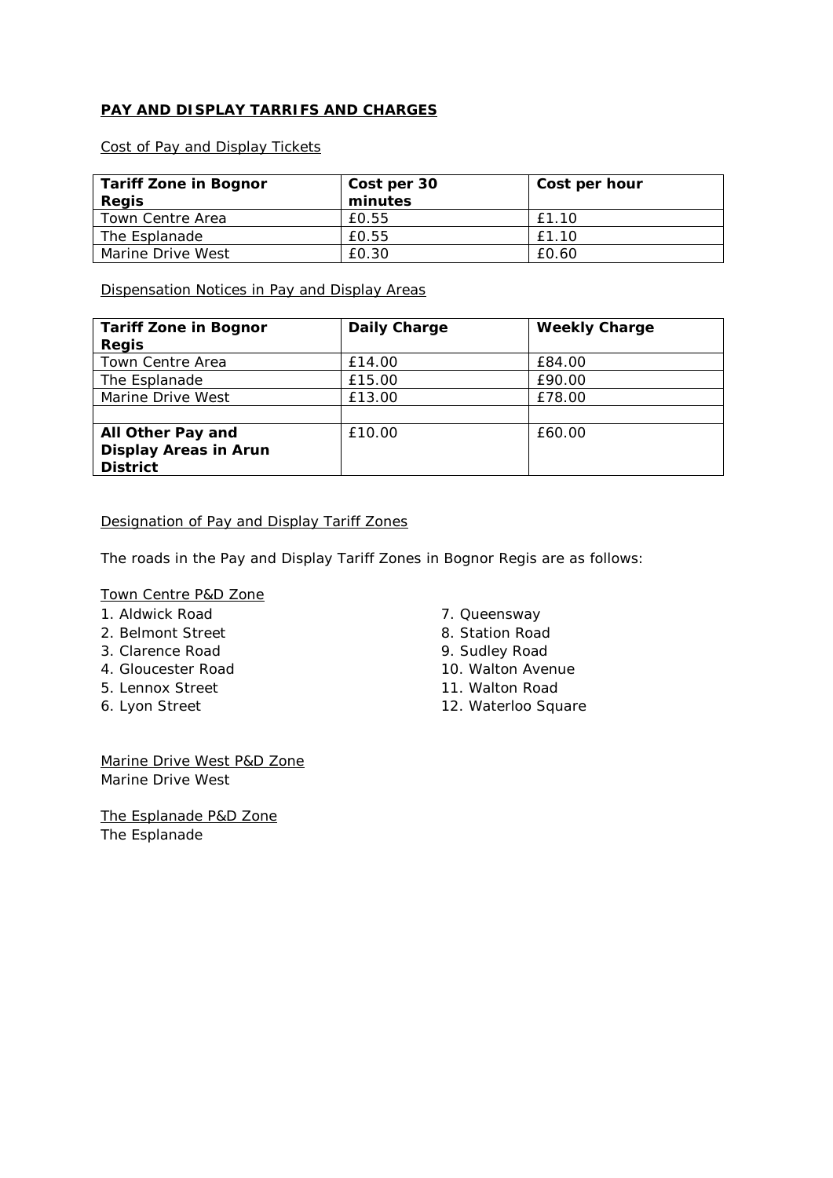**PAY AND DISPLAY TARRIFS AND CHARGES**

Cost of Pay and Display Tickets

| Tariff Zone in Bognor Regis | Cost per 30 minutes | Cost per hour |
|---|---|---|
| Town Centre Area | £0.55 | £1.10 |
| The Esplanade | £0.55 | £1.10 |
| Marine Drive West | £0.30 | £0.60 |

Dispensation Notices in Pay and Display Areas

| Tariff Zone in Bognor Regis | Daily Charge | Weekly Charge |
|---|---|---|
| Town Centre Area | £14.00 | £84.00 |
| The Esplanade | £15.00 | £90.00 |
| Marine Drive West | £13.00 | £78.00 |
| | | |
| **All Other Pay and Display Areas in Arun District** | £10.00 | £60.00 |

Designation of Pay and Display Tariff Zones

The roads in the Pay and Display Tariff Zones in Bognor Regis are as follows:

Town Centre P&D Zone

1. Aldwick Road
2. Belmont Street
3. Clarence Road
4. Gloucester Road
5. Lennox Street
6. Lyon Street
7. Queensway
8. Station Road
9. Sudley Road
10. Walton Avenue
11. Walton Road
12. Waterloo Square

Marine Drive West P&D Zone
Marine Drive West

The Esplanade P&D Zone
The Esplanade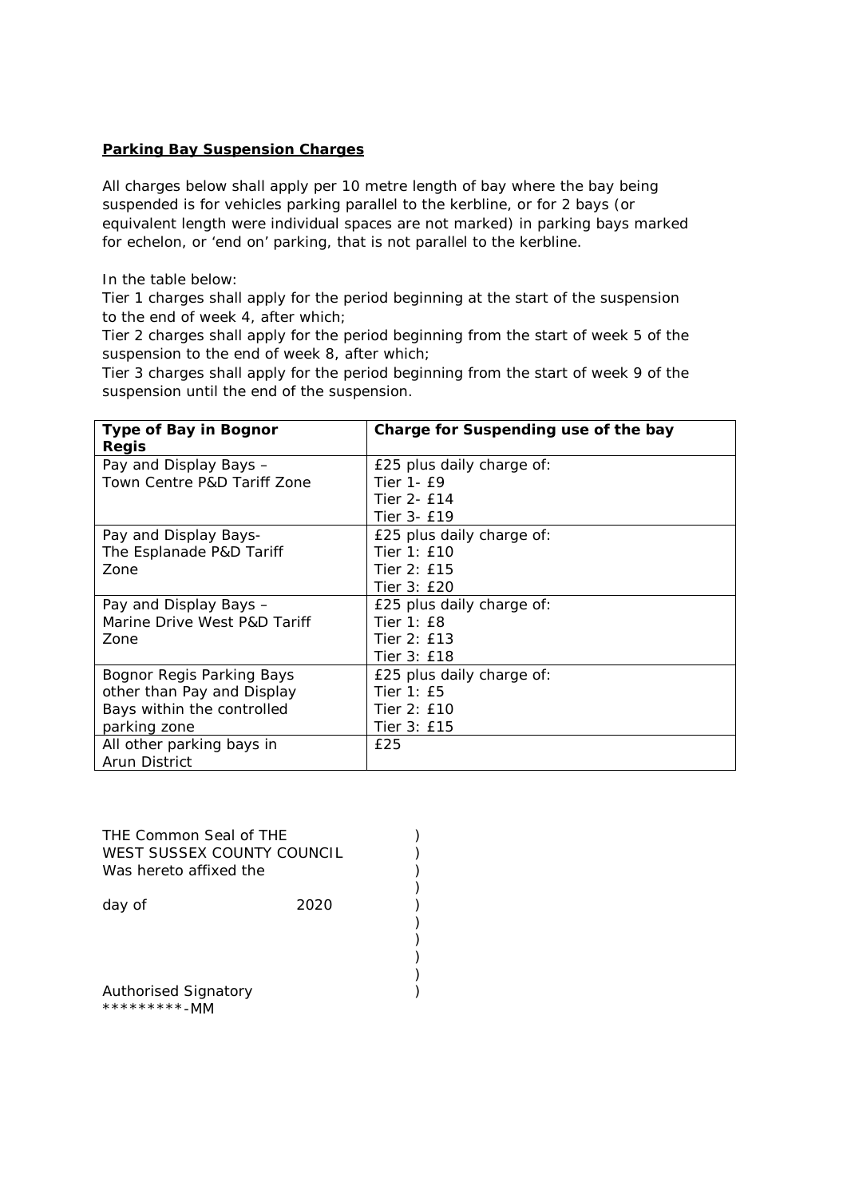**Parking Bay Suspension Charges**

All charges below shall apply per 10 metre length of bay where the bay being suspended is for vehicles parking parallel to the kerbline, or for 2 bays (or equivalent length were individual spaces are not marked) in parking bays marked for echelon, or 'end on' parking, that is not parallel to the kerbline.

In the table below:
Tier 1 charges shall apply for the period beginning at the start of the suspension to the end of week 4, after which;
Tier 2 charges shall apply for the period beginning from the start of week 5 of the suspension to the end of week 8, after which;
Tier 3 charges shall apply for the period beginning from the start of week 9 of the suspension until the end of the suspension.

| Type of Bay in Bognor Regis | Charge for Suspending use of the bay |
|---|---|
| Pay and Display Bays – Town Centre P&D Tariff Zone | £25 plus daily charge of:<br>Tier 1- £9<br>Tier 2- £14<br>Tier 3- £19 |
| Pay and Display Bays- The Esplanade P&D Tariff Zone | £25 plus daily charge of:<br>Tier 1: £10<br>Tier 2: £15<br>Tier 3: £20 |
| Pay and Display Bays – Marine Drive West P&D Tariff Zone | £25 plus daily charge of:<br>Tier 1: £8<br>Tier 2: £13<br>Tier 3: £18 |
| Bognor Regis Parking Bays other than Pay and Display Bays within the controlled parking zone | £25 plus daily charge of:<br>Tier 1: £5<br>Tier 2: £10<br>Tier 3: £15 |
| All other parking bays in Arun District | £25 |

THE Common Seal of THE )
WEST SUSSEX COUNTY COUNCIL )
Was hereto affixed the )
)
day of 2020 )
)
)
)
)
Authorised Signatory )
*********-MM